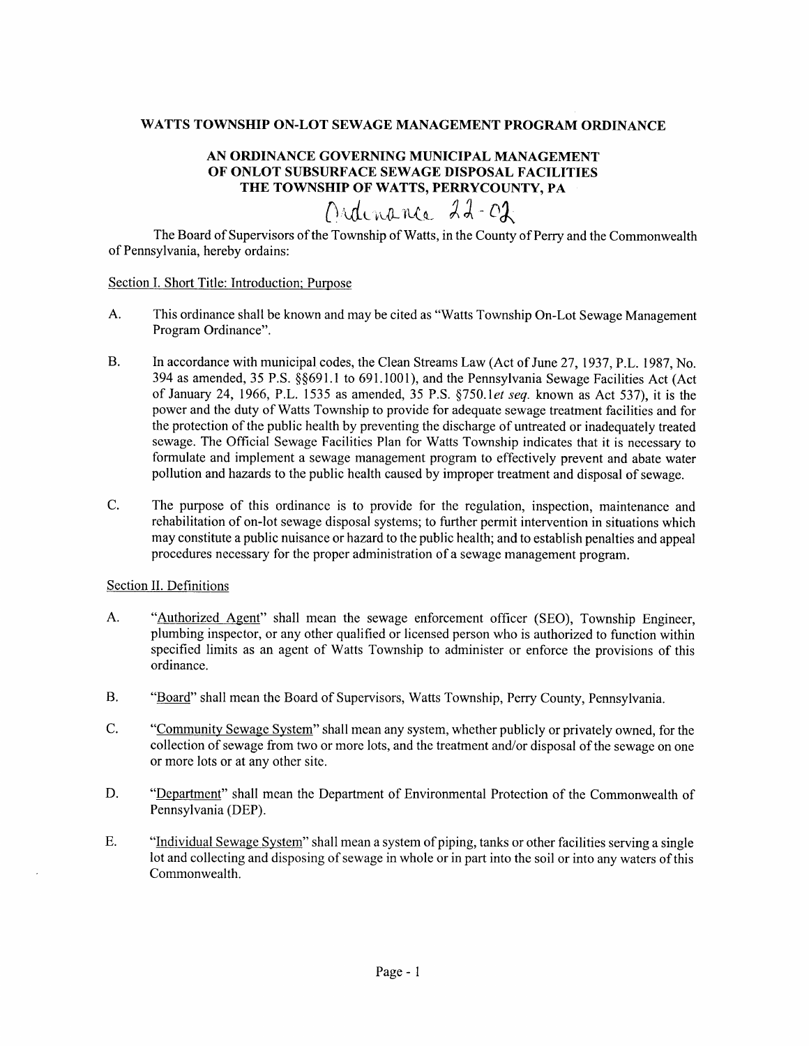# WATTS TOWNSHIP ON-LOT SEWAGE MANAGEMENT PROGRAM ORDINANCE

## AN ORDINANCE GOVERNING MUNICIPAL MANAGEMENT OF ONLOT SUBSURFACE SEWAGE DISPOSAL FACILITIES THE TOWNSHIP OF WATTS, PERRYCOUNTY, PA

Ordinance 22-02

The Board of Supervisors of the Township of Watts, in the County of Perry and the Commonwealth of Pennsylvania, hereby ordains:

Section I. Short Title: Introduction; Purpose

A. This ordinance shall be known and may be cited as "Watts Township On-Lot Sewage Management Program Ordinance".

B. In accordance with municipal codes, the Clean Streams Law (Act of June 27, 1937, P.L. 1987, No. 394 as amended, 35 P.S. §§691.1 to 691.1001), and the Pennsylvania Sewage Facilities Act (Act of January 24, 1966, P.L. 1535 as amended, 35 P.S. §750.1*et seq.* known as Act 537), it is the power and the duty of Watts Township to provide for adequate sewage treatment facilities and for the protection of the public health by preventing the discharge of untreated or inadequately treated sewage. The Official Sewage Facilities Plan for Watts Township indicates that it is necessary to formulate and implement a sewage management program to effectively prevent and abate water pollution and hazards to the public health caused by improper treatment and disposal of sewage.

C. The purpose of this ordinance is to provide for the regulation, inspection, maintenance and rehabilitation of on-lot sewage disposal systems; to further permit intervention in situations which may constitute a public nuisance or hazard to the public health; and to establish penalties and appeal procedures necessary for the proper administration of a sewage management program.

Section II. Definitions

A. "Authorized Agent" shall mean the sewage enforcement officer (SEO), Township Engineer, plumbing inspector, or any other qualified or licensed person who is authorized to function within specified limits as an agent of Watts Township to administer or enforce the provisions of this ordinance.

B. "Board" shall mean the Board of Supervisors, Watts Township, Perry County, Pennsylvania.

C. "Community Sewage System" shall mean any system, whether publicly or privately owned, for the collection of sewage from two or more lots, and the treatment and/or disposal of the sewage on one or more lots or at any other site.

D. "Department" shall mean the Department of Environmental Protection of the Commonwealth of Pennsylvania (DEP).

E. "Individual Sewage System" shall mean a system of piping, tanks or other facilities serving a single lot and collecting and disposing of sewage in whole or in part into the soil or into any waters of this Commonwealth.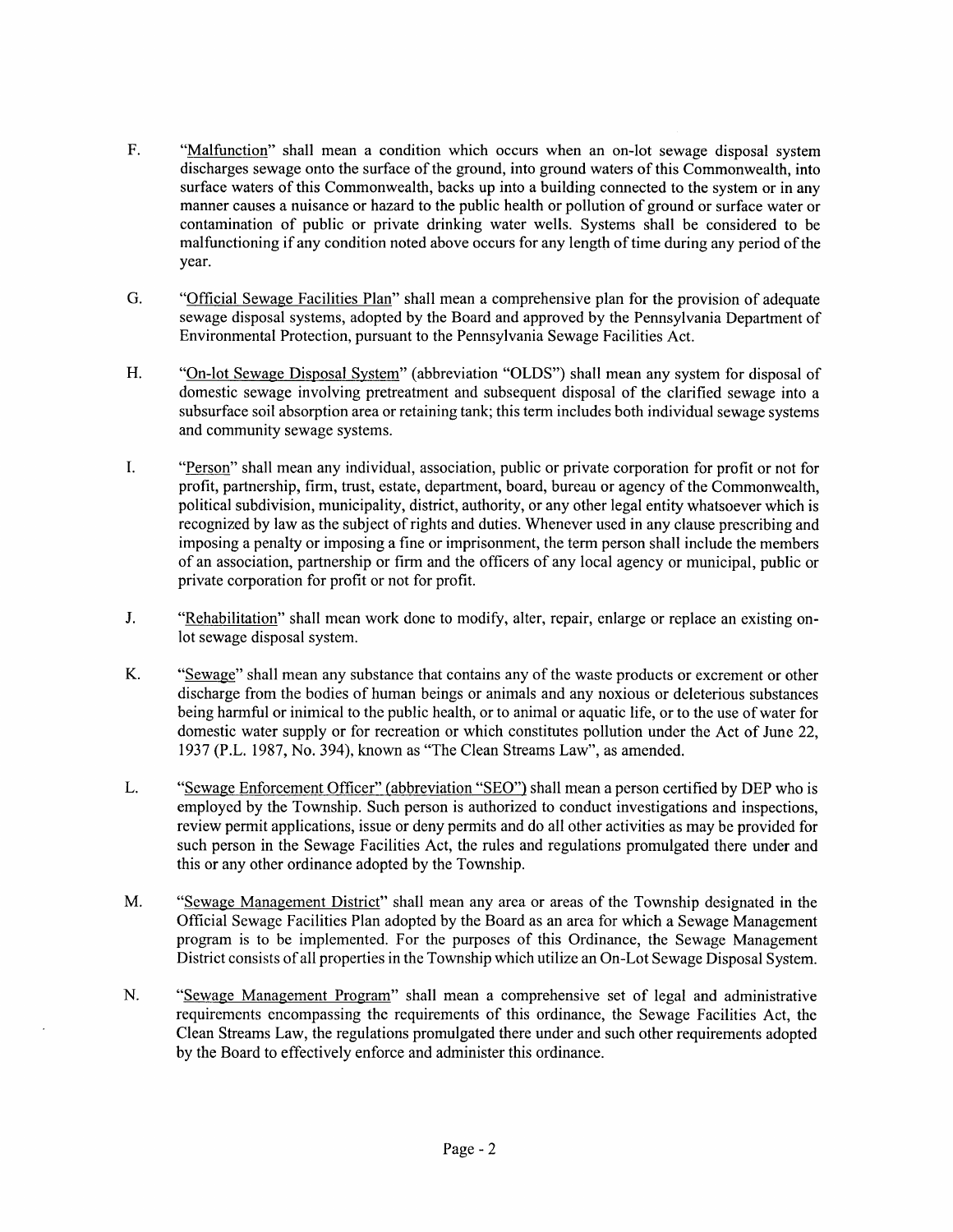F. "Malfunction" shall mean a condition which occurs when an on-lot sewage disposal system discharges sewage onto the surface of the ground, into ground waters of this Commonwealth, into surface waters of this Commonwealth, backs up into a building connected to the system or in any manner causes a nuisance or hazard to the public health or pollution of ground or surface water or contamination of public or private drinking water wells. Systems shall be considered to be malfunctioning if any condition noted above occurs for any length of time during any period of the year.

G. "Official Sewage Facilities Plan" shall mean a comprehensive plan for the provision of adequate sewage disposal systems, adopted by the Board and approved by the Pennsylvania Department of Environmental Protection, pursuant to the Pennsylvania Sewage Facilities Act.

H. "On-lot Sewage Disposal System" (abbreviation "OLDS") shall mean any system for disposal of domestic sewage involving pretreatment and subsequent disposal of the clarified sewage into a subsurface soil absorption area or retaining tank; this term includes both individual sewage systems and community sewage systems.

I. "Person" shall mean any individual, association, public or private corporation for profit or not for profit, partnership, firm, trust, estate, department, board, bureau or agency of the Commonwealth, political subdivision, municipality, district, authority, or any other legal entity whatsoever which is recognized by law as the subject of rights and duties. Whenever used in any clause prescribing and imposing a penalty or imposing a fine or imprisonment, the term person shall include the members of an association, partnership or firm and the officers of any local agency or municipal, public or private corporation for profit or not for profit.

J. "Rehabilitation" shall mean work done to modify, alter, repair, enlarge or replace an existing on-lot sewage disposal system.

K. "Sewage" shall mean any substance that contains any of the waste products or excrement or other discharge from the bodies of human beings or animals and any noxious or deleterious substances being harmful or inimical to the public health, or to animal or aquatic life, or to the use of water for domestic water supply or for recreation or which constitutes pollution under the Act of June 22, 1937 (P.L. 1987, No. 394), known as "The Clean Streams Law", as amended.

L. "Sewage Enforcement Officer" (abbreviation "SEO") shall mean a person certified by DEP who is employed by the Township. Such person is authorized to conduct investigations and inspections, review permit applications, issue or deny permits and do all other activities as may be provided for such person in the Sewage Facilities Act, the rules and regulations promulgated there under and this or any other ordinance adopted by the Township.

M. "Sewage Management District" shall mean any area or areas of the Township designated in the Official Sewage Facilities Plan adopted by the Board as an area for which a Sewage Management program is to be implemented. For the purposes of this Ordinance, the Sewage Management District consists of all properties in the Township which utilize an On-Lot Sewage Disposal System.

N. "Sewage Management Program" shall mean a comprehensive set of legal and administrative requirements encompassing the requirements of this ordinance, the Sewage Facilities Act, the Clean Streams Law, the regulations promulgated there under and such other requirements adopted by the Board to effectively enforce and administer this ordinance.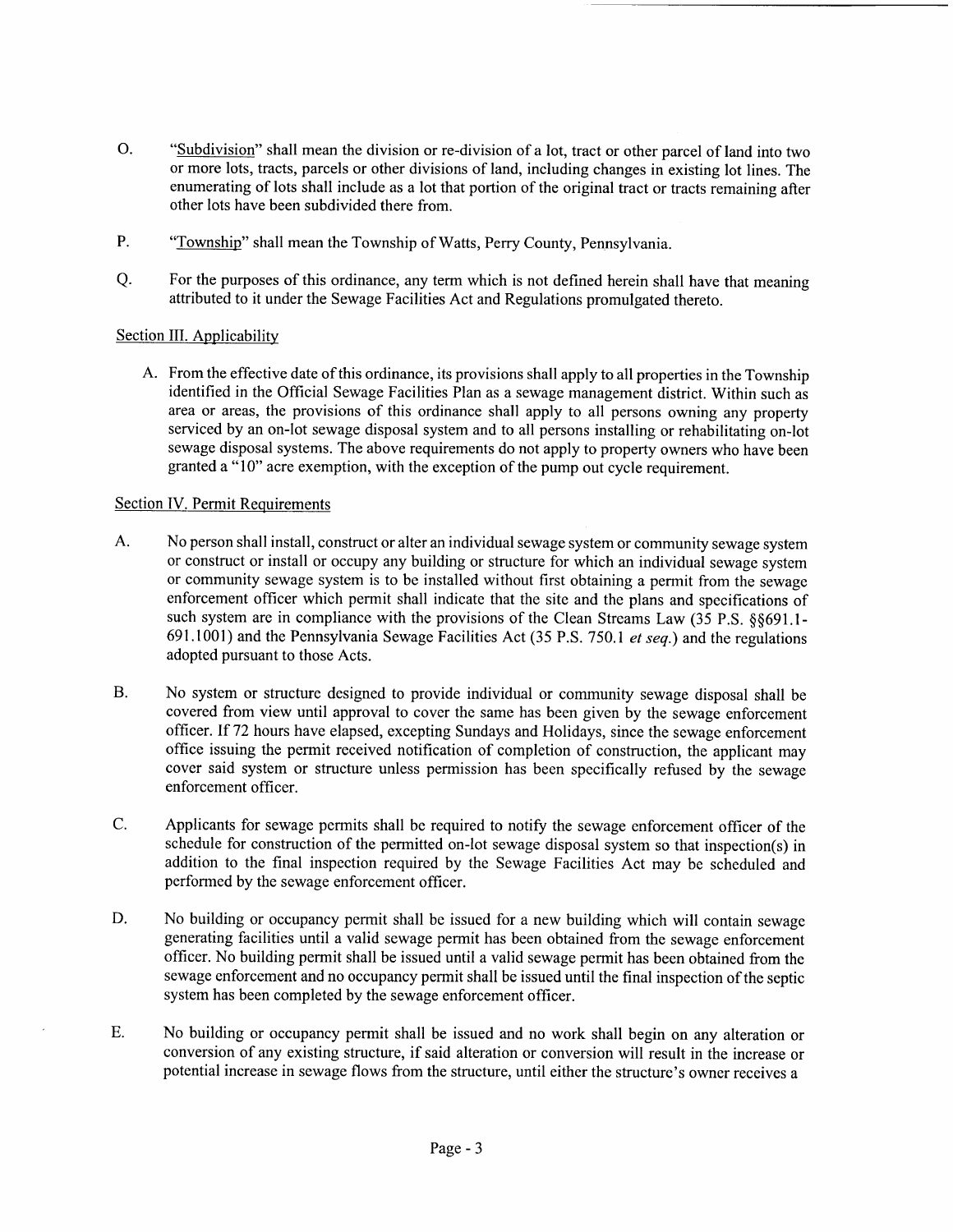O. "Subdivision" shall mean the division or re-division of a lot, tract or other parcel of land into two or more lots, tracts, parcels or other divisions of land, including changes in existing lot lines. The enumerating of lots shall include as a lot that portion of the original tract or tracts remaining after other lots have been subdivided there from.

P. "Township" shall mean the Township of Watts, Perry County, Pennsylvania.

Q. For the purposes of this ordinance, any term which is not defined herein shall have that meaning attributed to it under the Sewage Facilities Act and Regulations promulgated thereto.

Section III. Applicability

A. From the effective date of this ordinance, its provisions shall apply to all properties in the Township identified in the Official Sewage Facilities Plan as a sewage management district. Within such as area or areas, the provisions of this ordinance shall apply to all persons owning any property serviced by an on-lot sewage disposal system and to all persons installing or rehabilitating on-lot sewage disposal systems. The above requirements do not apply to property owners who have been granted a "10" acre exemption, with the exception of the pump out cycle requirement.

Section IV. Permit Requirements

A. No person shall install, construct or alter an individual sewage system or community sewage system or construct or install or occupy any building or structure for which an individual sewage system or community sewage system is to be installed without first obtaining a permit from the sewage enforcement officer which permit shall indicate that the site and the plans and specifications of such system are in compliance with the provisions of the Clean Streams Law (35 P.S. §§691.1-691.1001) and the Pennsylvania Sewage Facilities Act (35 P.S. 750.1 *et seq.*) and the regulations adopted pursuant to those Acts.

B. No system or structure designed to provide individual or community sewage disposal shall be covered from view until approval to cover the same has been given by the sewage enforcement officer. If 72 hours have elapsed, excepting Sundays and Holidays, since the sewage enforcement office issuing the permit received notification of completion of construction, the applicant may cover said system or structure unless permission has been specifically refused by the sewage enforcement officer.

C. Applicants for sewage permits shall be required to notify the sewage enforcement officer of the schedule for construction of the permitted on-lot sewage disposal system so that inspection(s) in addition to the final inspection required by the Sewage Facilities Act may be scheduled and performed by the sewage enforcement officer.

D. No building or occupancy permit shall be issued for a new building which will contain sewage generating facilities until a valid sewage permit has been obtained from the sewage enforcement officer. No building permit shall be issued until a valid sewage permit has been obtained from the sewage enforcement and no occupancy permit shall be issued until the final inspection of the septic system has been completed by the sewage enforcement officer.

E. No building or occupancy permit shall be issued and no work shall begin on any alteration or conversion of any existing structure, if said alteration or conversion will result in the increase or potential increase in sewage flows from the structure, until either the structure's owner receives a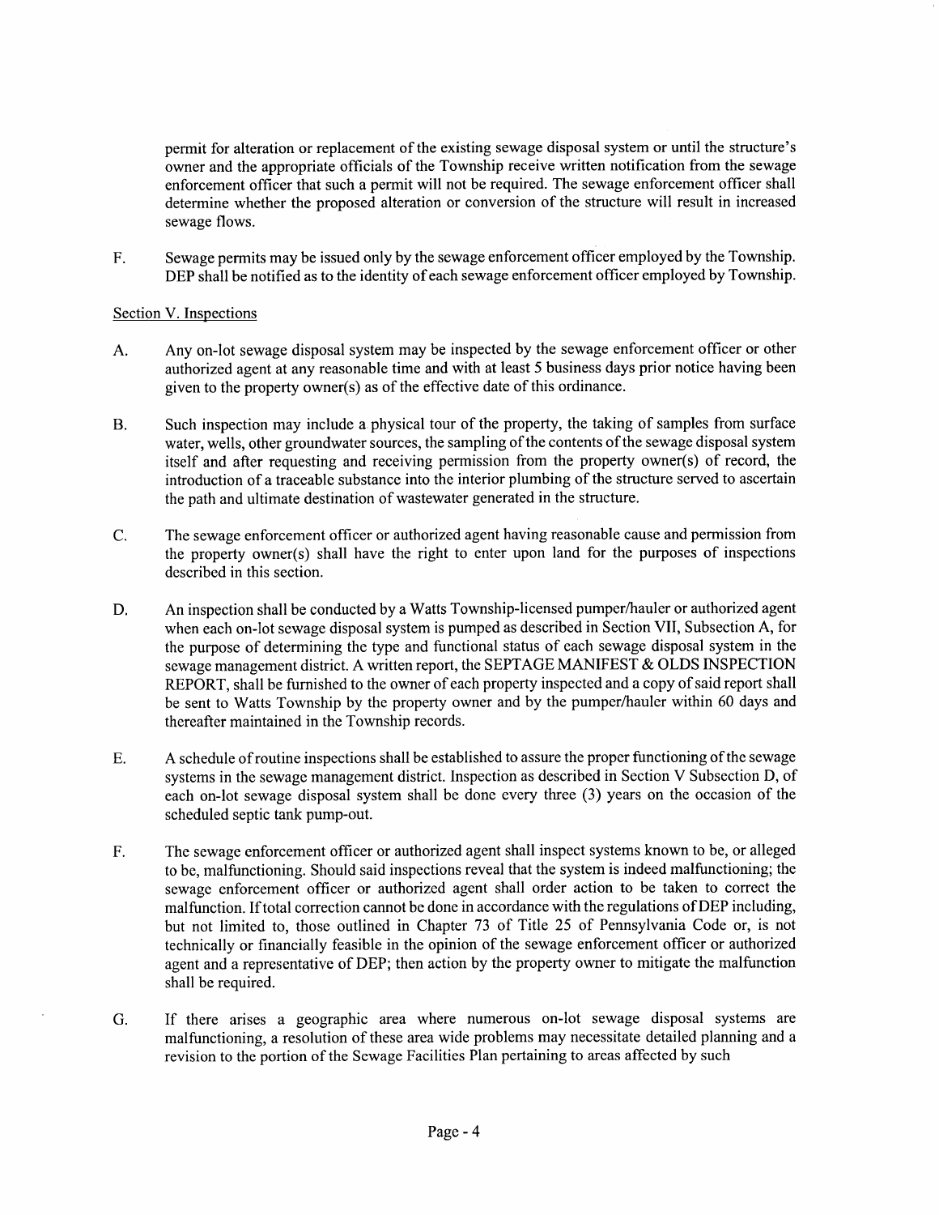permit for alteration or replacement of the existing sewage disposal system or until the structure's owner and the appropriate officials of the Township receive written notification from the sewage enforcement officer that such a permit will not be required. The sewage enforcement officer shall determine whether the proposed alteration or conversion of the structure will result in increased sewage flows.

F. Sewage permits may be issued only by the sewage enforcement officer employed by the Township. DEP shall be notified as to the identity of each sewage enforcement officer employed by Township.

Section V. Inspections

A. Any on-lot sewage disposal system may be inspected by the sewage enforcement officer or other authorized agent at any reasonable time and with at least 5 business days prior notice having been given to the property owner(s) as of the effective date of this ordinance.

B. Such inspection may include a physical tour of the property, the taking of samples from surface water, wells, other groundwater sources, the sampling of the contents of the sewage disposal system itself and after requesting and receiving permission from the property owner(s) of record, the introduction of a traceable substance into the interior plumbing of the structure served to ascertain the path and ultimate destination of wastewater generated in the structure.

C. The sewage enforcement officer or authorized agent having reasonable cause and permission from the property owner(s) shall have the right to enter upon land for the purposes of inspections described in this section.

D. An inspection shall be conducted by a Watts Township-licensed pumper/hauler or authorized agent when each on-lot sewage disposal system is pumped as described in Section VII, Subsection A, for the purpose of determining the type and functional status of each sewage disposal system in the sewage management district. A written report, the SEPTAGE MANIFEST & OLDS INSPECTION REPORT, shall be furnished to the owner of each property inspected and a copy of said report shall be sent to Watts Township by the property owner and by the pumper/hauler within 60 days and thereafter maintained in the Township records.

E. A schedule of routine inspections shall be established to assure the proper functioning of the sewage systems in the sewage management district. Inspection as described in Section V Subsection D, of each on-lot sewage disposal system shall be done every three (3) years on the occasion of the scheduled septic tank pump-out.

F. The sewage enforcement officer or authorized agent shall inspect systems known to be, or alleged to be, malfunctioning. Should said inspections reveal that the system is indeed malfunctioning; the sewage enforcement officer or authorized agent shall order action to be taken to correct the malfunction. If total correction cannot be done in accordance with the regulations of DEP including, but not limited to, those outlined in Chapter 73 of Title 25 of Pennsylvania Code or, is not technically or financially feasible in the opinion of the sewage enforcement officer or authorized agent and a representative of DEP; then action by the property owner to mitigate the malfunction shall be required.

G. If there arises a geographic area where numerous on-lot sewage disposal systems are malfunctioning, a resolution of these area wide problems may necessitate detailed planning and a revision to the portion of the Sewage Facilities Plan pertaining to areas affected by such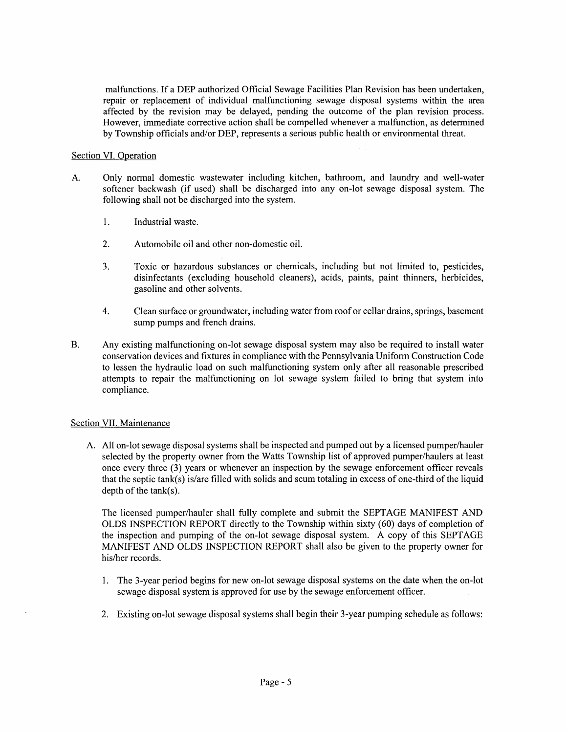malfunctions. If a DEP authorized Official Sewage Facilities Plan Revision has been undertaken, repair or replacement of individual malfunctioning sewage disposal systems within the area affected by the revision may be delayed, pending the outcome of the plan revision process. However, immediate corrective action shall be compelled whenever a malfunction, as determined by Township officials and/or DEP, represents a serious public health or environmental threat.

## Section VI. Operation

A. Only normal domestic wastewater including kitchen, bathroom, and laundry and well-water softener backwash (if used) shall be discharged into any on-lot sewage disposal system. The following shall not be discharged into the system.

1. Industrial waste.

2. Automobile oil and other non-domestic oil.

3. Toxic or hazardous substances or chemicals, including but not limited to, pesticides, disinfectants (excluding household cleaners), acids, paints, paint thinners, herbicides, gasoline and other solvents.

4. Clean surface or groundwater, including water from roof or cellar drains, springs, basement sump pumps and french drains.

B. Any existing malfunctioning on-lot sewage disposal system may also be required to install water conservation devices and fixtures in compliance with the Pennsylvania Uniform Construction Code to lessen the hydraulic load on such malfunctioning system only after all reasonable prescribed attempts to repair the malfunctioning on lot sewage system failed to bring that system into compliance.

## Section VII. Maintenance

A. All on-lot sewage disposal systems shall be inspected and pumped out by a licensed pumper/hauler selected by the property owner from the Watts Township list of approved pumper/haulers at least once every three (3) years or whenever an inspection by the sewage enforcement officer reveals that the septic tank(s) is/are filled with solids and scum totaling in excess of one-third of the liquid depth of the tank(s).

The licensed pumper/hauler shall fully complete and submit the SEPTAGE MANIFEST AND OLDS INSPECTION REPORT directly to the Township within sixty (60) days of completion of the inspection and pumping of the on-lot sewage disposal system. A copy of this SEPTAGE MANIFEST AND OLDS INSPECTION REPORT shall also be given to the property owner for his/her records.

1. The 3-year period begins for new on-lot sewage disposal systems on the date when the on-lot sewage disposal system is approved for use by the sewage enforcement officer.

2. Existing on-lot sewage disposal systems shall begin their 3-year pumping schedule as follows: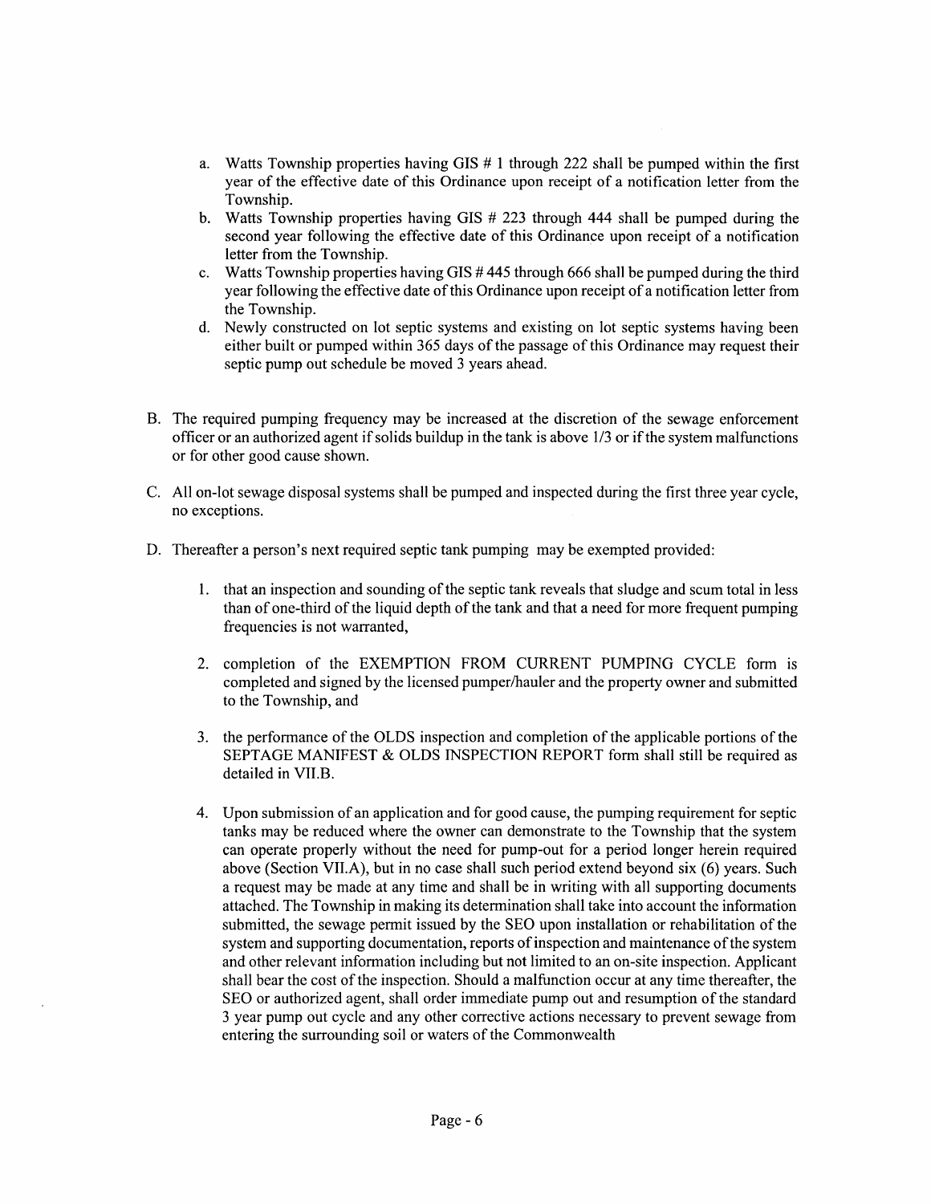a. Watts Township properties having GIS # 1 through 222 shall be pumped within the first year of the effective date of this Ordinance upon receipt of a notification letter from the Township.
b. Watts Township properties having GIS # 223 through 444 shall be pumped during the second year following the effective date of this Ordinance upon receipt of a notification letter from the Township.
c. Watts Township properties having GIS # 445 through 666 shall be pumped during the third year following the effective date of this Ordinance upon receipt of a notification letter from the Township.
d. Newly constructed on lot septic systems and existing on lot septic systems having been either built or pumped within 365 days of the passage of this Ordinance may request their septic pump out schedule be moved 3 years ahead.

B. The required pumping frequency may be increased at the discretion of the sewage enforcement officer or an authorized agent if solids buildup in the tank is above 1/3 or if the system malfunctions or for other good cause shown.

C. All on-lot sewage disposal systems shall be pumped and inspected during the first three year cycle, no exceptions.

D. Thereafter a person's next required septic tank pumping may be exempted provided:

1. that an inspection and sounding of the septic tank reveals that sludge and scum total in less than of one-third of the liquid depth of the tank and that a need for more frequent pumping frequencies is not warranted,

2. completion of the EXEMPTION FROM CURRENT PUMPING CYCLE form is completed and signed by the licensed pumper/hauler and the property owner and submitted to the Township, and

3. the performance of the OLDS inspection and completion of the applicable portions of the SEPTAGE MANIFEST & OLDS INSPECTION REPORT form shall still be required as detailed in VII.B.

4. Upon submission of an application and for good cause, the pumping requirement for septic tanks may be reduced where the owner can demonstrate to the Township that the system can operate properly without the need for pump-out for a period longer herein required above (Section VII.A), but in no case shall such period extend beyond six (6) years. Such a request may be made at any time and shall be in writing with all supporting documents attached. The Township in making its determination shall take into account the information submitted, the sewage permit issued by the SEO upon installation or rehabilitation of the system and supporting documentation, reports of inspection and maintenance of the system and other relevant information including but not limited to an on-site inspection. Applicant shall bear the cost of the inspection. Should a malfunction occur at any time thereafter, the SEO or authorized agent, shall order immediate pump out and resumption of the standard 3 year pump out cycle and any other corrective actions necessary to prevent sewage from entering the surrounding soil or waters of the Commonwealth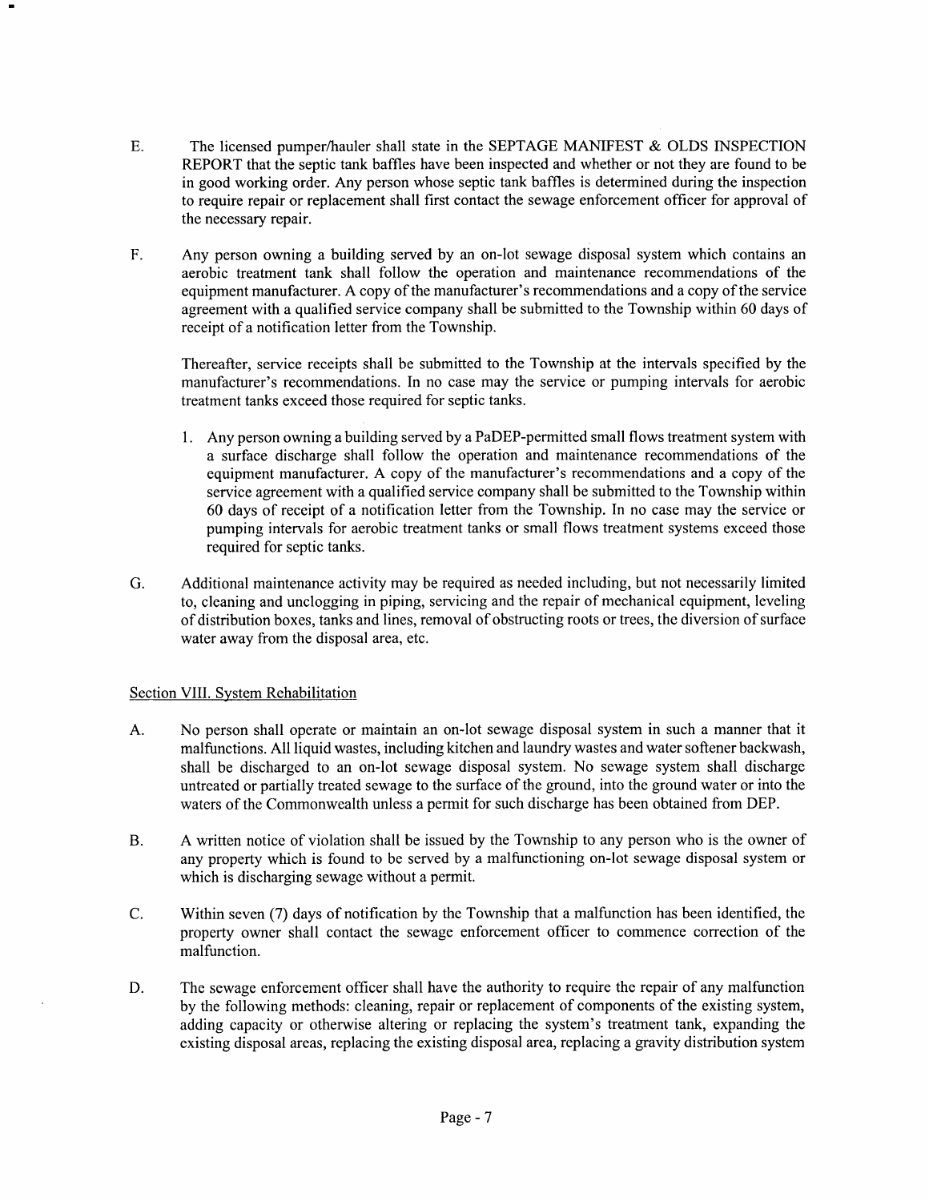E. The licensed pumper/hauler shall state in the SEPTAGE MANIFEST & OLDS INSPECTION REPORT that the septic tank baffles have been inspected and whether or not they are found to be in good working order. Any person whose septic tank baffles is determined during the inspection to require repair or replacement shall first contact the sewage enforcement officer for approval of the necessary repair.

F. Any person owning a building served by an on-lot sewage disposal system which contains an aerobic treatment tank shall follow the operation and maintenance recommendations of the equipment manufacturer. A copy of the manufacturer's recommendations and a copy of the service agreement with a qualified service company shall be submitted to the Township within 60 days of receipt of a notification letter from the Township.

Thereafter, service receipts shall be submitted to the Township at the intervals specified by the manufacturer's recommendations. In no case may the service or pumping intervals for aerobic treatment tanks exceed those required for septic tanks.

1. Any person owning a building served by a PaDEP-permitted small flows treatment system with a surface discharge shall follow the operation and maintenance recommendations of the equipment manufacturer. A copy of the manufacturer's recommendations and a copy of the service agreement with a qualified service company shall be submitted to the Township within 60 days of receipt of a notification letter from the Township. In no case may the service or pumping intervals for aerobic treatment tanks or small flows treatment systems exceed those required for septic tanks.

G. Additional maintenance activity may be required as needed including, but not necessarily limited to, cleaning and unclogging in piping, servicing and the repair of mechanical equipment, leveling of distribution boxes, tanks and lines, removal of obstructing roots or trees, the diversion of surface water away from the disposal area, etc.

## Section VIII. System Rehabilitation

A. No person shall operate or maintain an on-lot sewage disposal system in such a manner that it malfunctions. All liquid wastes, including kitchen and laundry wastes and water softener backwash, shall be discharged to an on-lot sewage disposal system. No sewage system shall discharge untreated or partially treated sewage to the surface of the ground, into the ground water or into the waters of the Commonwealth unless a permit for such discharge has been obtained from DEP.

B. A written notice of violation shall be issued by the Township to any person who is the owner of any property which is found to be served by a malfunctioning on-lot sewage disposal system or which is discharging sewage without a permit.

C. Within seven (7) days of notification by the Township that a malfunction has been identified, the property owner shall contact the sewage enforcement officer to commence correction of the malfunction.

D. The sewage enforcement officer shall have the authority to require the repair of any malfunction by the following methods: cleaning, repair or replacement of components of the existing system, adding capacity or otherwise altering or replacing the system's treatment tank, expanding the existing disposal areas, replacing the existing disposal area, replacing a gravity distribution system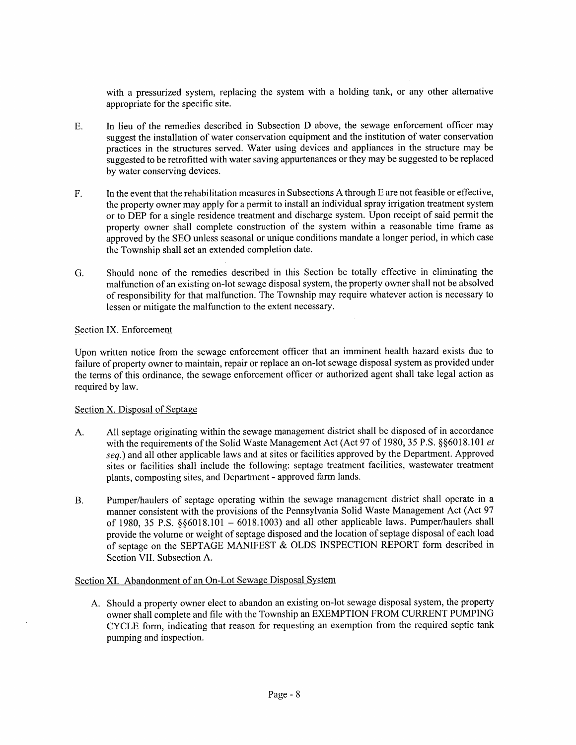with a pressurized system, replacing the system with a holding tank, or any other alternative appropriate for the specific site.

E. In lieu of the remedies described in Subsection D above, the sewage enforcement officer may suggest the installation of water conservation equipment and the institution of water conservation practices in the structures served. Water using devices and appliances in the structure may be suggested to be retrofitted with water saving appurtenances or they may be suggested to be replaced by water conserving devices.

F. In the event that the rehabilitation measures in Subsections A through E are not feasible or effective, the property owner may apply for a permit to install an individual spray irrigation treatment system or to DEP for a single residence treatment and discharge system. Upon receipt of said permit the property owner shall complete construction of the system within a reasonable time frame as approved by the SEO unless seasonal or unique conditions mandate a longer period, in which case the Township shall set an extended completion date.

G. Should none of the remedies described in this Section be totally effective in eliminating the malfunction of an existing on-lot sewage disposal system, the property owner shall not be absolved of responsibility for that malfunction. The Township may require whatever action is necessary to lessen or mitigate the malfunction to the extent necessary.

Section IX. Enforcement

Upon written notice from the sewage enforcement officer that an imminent health hazard exists due to failure of property owner to maintain, repair or replace an on-lot sewage disposal system as provided under the terms of this ordinance, the sewage enforcement officer or authorized agent shall take legal action as required by law.

Section X. Disposal of Septage

A. All septage originating within the sewage management district shall be disposed of in accordance with the requirements of the Solid Waste Management Act (Act 97 of 1980, 35 P.S. §§6018.101 *et seq.*) and all other applicable laws and at sites or facilities approved by the Department. Approved sites or facilities shall include the following: septage treatment facilities, wastewater treatment plants, composting sites, and Department - approved farm lands.

B. Pumper/haulers of septage operating within the sewage management district shall operate in a manner consistent with the provisions of the Pennsylvania Solid Waste Management Act (Act 97 of 1980, 35 P.S. §§6018.101 – 6018.1003) and all other applicable laws. Pumper/haulers shall provide the volume or weight of septage disposed and the location of septage disposal of each load of septage on the SEPTAGE MANIFEST & OLDS INSPECTION REPORT form described in Section VII. Subsection A.

Section XI. Abandonment of an On-Lot Sewage Disposal System

A. Should a property owner elect to abandon an existing on-lot sewage disposal system, the property owner shall complete and file with the Township an EXEMPTION FROM CURRENT PUMPING CYCLE form, indicating that reason for requesting an exemption from the required septic tank pumping and inspection.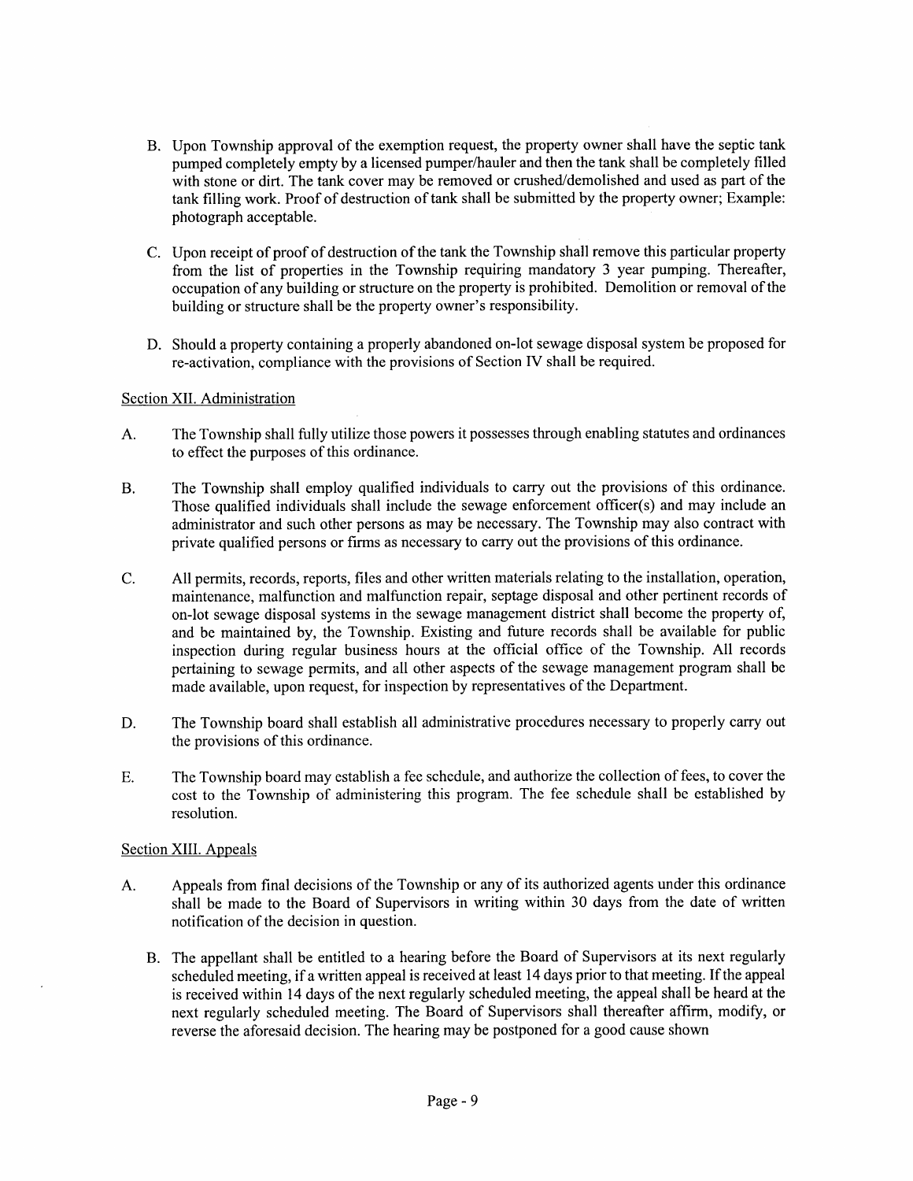B. Upon Township approval of the exemption request, the property owner shall have the septic tank pumped completely empty by a licensed pumper/hauler and then the tank shall be completely filled with stone or dirt. The tank cover may be removed or crushed/demolished and used as part of the tank filling work. Proof of destruction of tank shall be submitted by the property owner; Example: photograph acceptable.

C. Upon receipt of proof of destruction of the tank the Township shall remove this particular property from the list of properties in the Township requiring mandatory 3 year pumping. Thereafter, occupation of any building or structure on the property is prohibited. Demolition or removal of the building or structure shall be the property owner's responsibility.

D. Should a property containing a properly abandoned on-lot sewage disposal system be proposed for re-activation, compliance with the provisions of Section IV shall be required.

## Section XII. Administration

A. The Township shall fully utilize those powers it possesses through enabling statutes and ordinances to effect the purposes of this ordinance.

B. The Township shall employ qualified individuals to carry out the provisions of this ordinance. Those qualified individuals shall include the sewage enforcement officer(s) and may include an administrator and such other persons as may be necessary. The Township may also contract with private qualified persons or firms as necessary to carry out the provisions of this ordinance.

C. All permits, records, reports, files and other written materials relating to the installation, operation, maintenance, malfunction and malfunction repair, septage disposal and other pertinent records of on-lot sewage disposal systems in the sewage management district shall become the property of, and be maintained by, the Township. Existing and future records shall be available for public inspection during regular business hours at the official office of the Township. All records pertaining to sewage permits, and all other aspects of the sewage management program shall be made available, upon request, for inspection by representatives of the Department.

D. The Township board shall establish all administrative procedures necessary to properly carry out the provisions of this ordinance.

E. The Township board may establish a fee schedule, and authorize the collection of fees, to cover the cost to the Township of administering this program. The fee schedule shall be established by resolution.

## Section XIII. Appeals

A. Appeals from final decisions of the Township or any of its authorized agents under this ordinance shall be made to the Board of Supervisors in writing within 30 days from the date of written notification of the decision in question.

B. The appellant shall be entitled to a hearing before the Board of Supervisors at its next regularly scheduled meeting, if a written appeal is received at least 14 days prior to that meeting. If the appeal is received within 14 days of the next regularly scheduled meeting, the appeal shall be heard at the next regularly scheduled meeting. The Board of Supervisors shall thereafter affirm, modify, or reverse the aforesaid decision. The hearing may be postponed for a good cause shown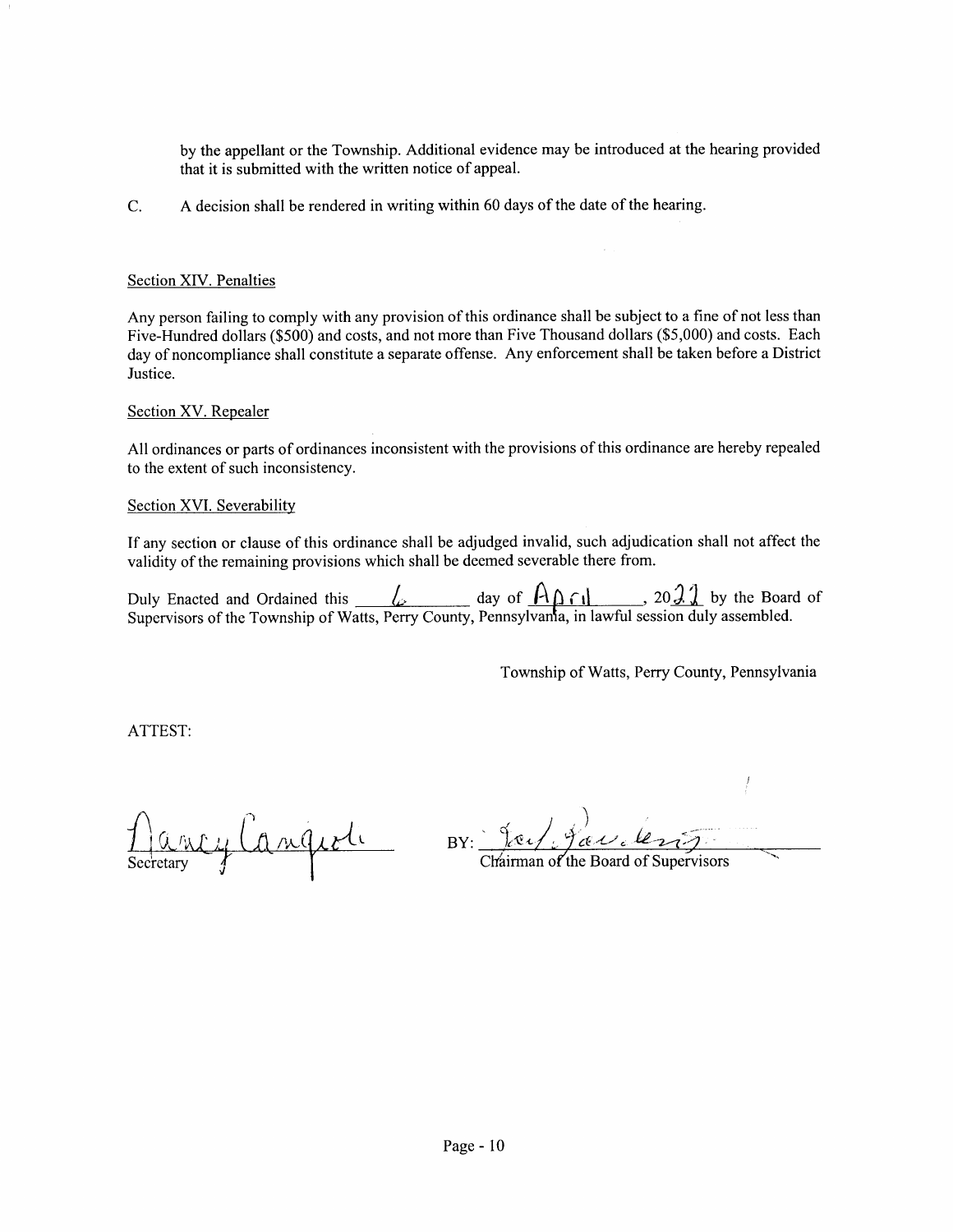by the appellant or the Township. Additional evidence may be introduced at the hearing provided that it is submitted with the written notice of appeal.

C. A decision shall be rendered in writing within 60 days of the date of the hearing.

## Section XIV. Penalties

Any person failing to comply with any provision of this ordinance shall be subject to a fine of not less than Five-Hundred dollars ($500) and costs, and not more than Five Thousand dollars ($5,000) and costs. Each day of noncompliance shall constitute a separate offense. Any enforcement shall be taken before a District Justice.

## Section XV. Repealer

All ordinances or parts of ordinances inconsistent with the provisions of this ordinance are hereby repealed to the extent of such inconsistency.

## Section XVI. Severability

If any section or clause of this ordinance shall be adjudged invalid, such adjudication shall not affect the validity of the remaining provisions which shall be deemed severable there from.

Duly Enacted and Ordained this 6 day of April, 2021 by the Board of Supervisors of the Township of Watts, Perry County, Pennsylvania, in lawful session duly assembled.

Township of Watts, Perry County, Pennsylvania

ATTEST:

Nancy Canquili
Secretary

BY: Joel J. Fauber
Chairman of the Board of Supervisors